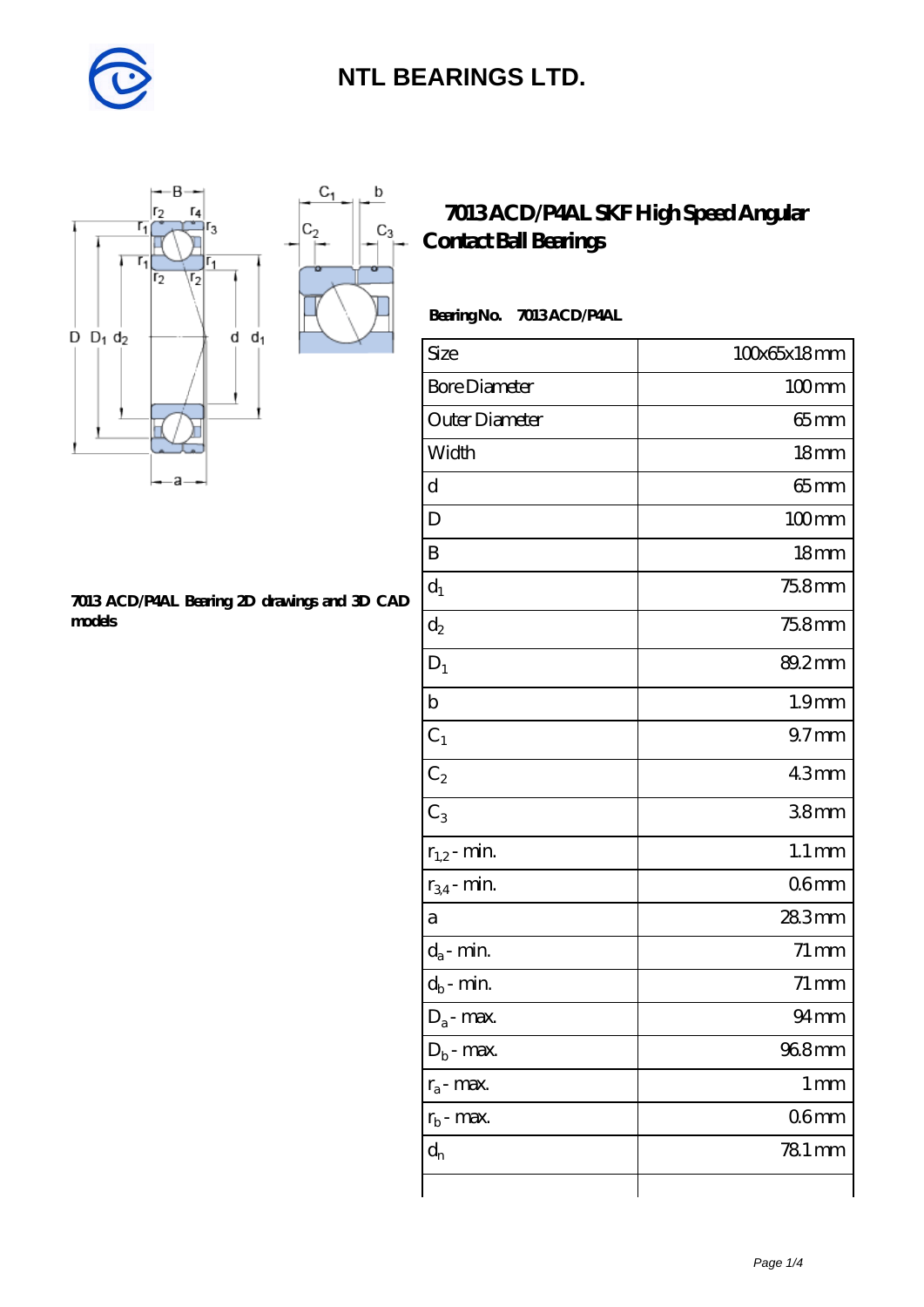# NTL BEARINGS LTD.

## 7013 ACD/P4AL SKF High Speed Angular Contact Ball Bearings

**Bearing No. 7013 ACD/P4AL**

7013 ACD/P4AL Bearing 2D drawings and 3D CAD models

| Size | 100x65x18 mm |
|---|---|
| Bore Diameter | 100 mm |
| Outer Diameter | 65 mm |
| Width | 18 mm |
| d | 65 mm |
| D | 100 mm |
| B | 18 mm |
| $d_1$ | 75.8 mm |
| $d_2$ | 75.8 mm |
| $D_1$ | 89.2 mm |
| b | 1.9 mm |
| $C_1$ | 9.7 mm |
| $C_2$ | 4.3 mm |
| $C_3$ | 3.8 mm |
| $r_{1,2}$ - min. | 1.1 mm |
| $r_{3,4}$ - min. | 0.6 mm |
| a | 28.3 mm |
| $d_a$ - min. | 71 mm |
| $d_b$ - min. | 71 mm |
| $D_a$ - max. | 94 mm |
| $D_b$ - max. | 96.8 mm |
| $r_a$ - max. | 1 mm |
| $r_b$ - max. | 0.6 mm |
| $d_n$ | 78.1 mm |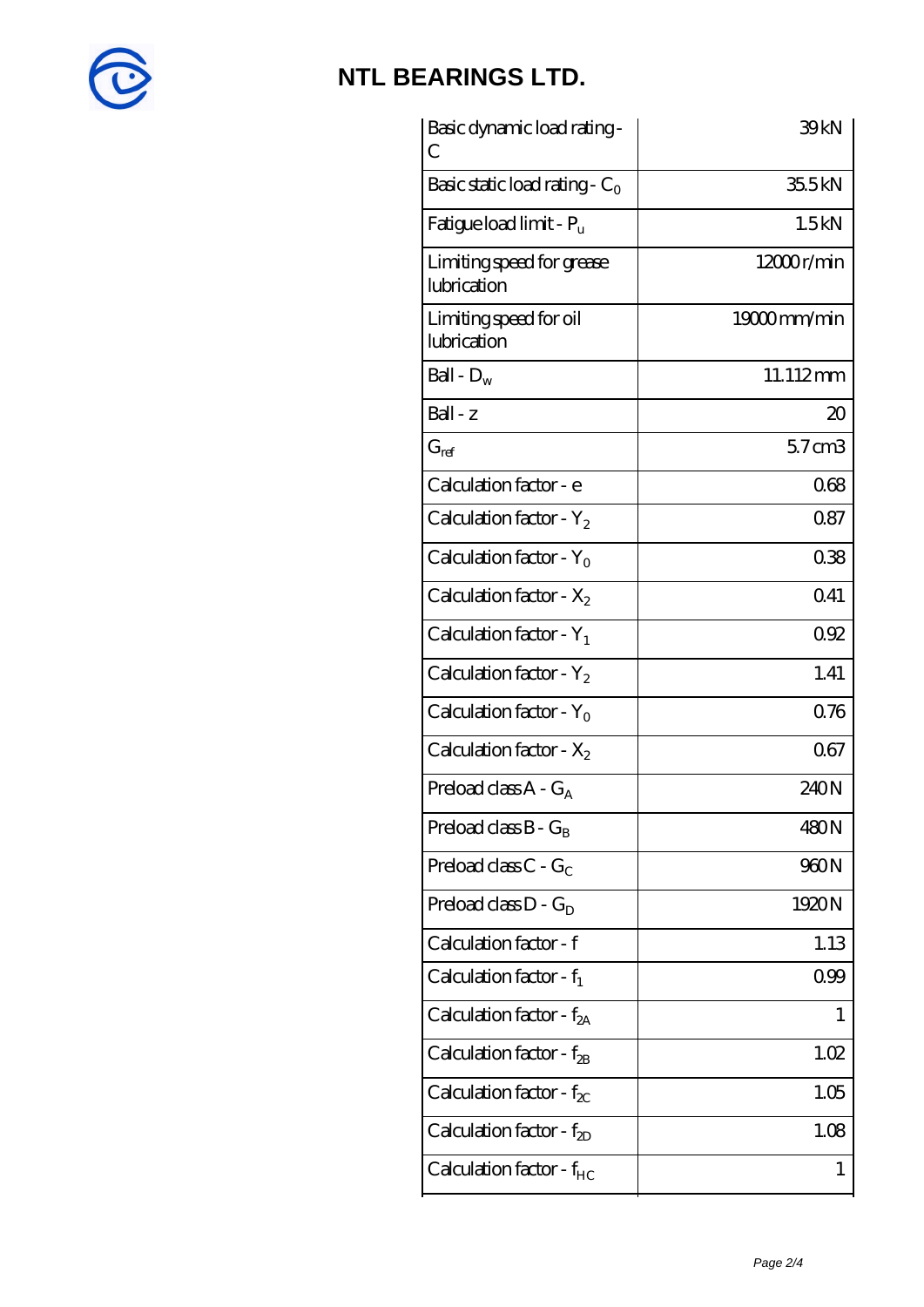# NTL BEARINGS LTD.

| | |
|---|---|
| Basic dynamic load rating - C | 39 kN |
| Basic static load rating - $C_0$ | 35.5 kN |
| Fatigue load limit - $P_u$ | 1.5 kN |
| Limiting speed for grease lubrication | 12000 r/min |
| Limiting speed for oil lubrication | 19000 mm/min |
| Ball - $D_w$ | 11.112 mm |
| Ball - z | 20 |
| $G_{ref}$ | 5.7 cm3 |
| Calculation factor - e | 0.68 |
| Calculation factor - $Y_2$ | 0.87 |
| Calculation factor - $Y_0$ | 0.38 |
| Calculation factor - $X_2$ | 0.41 |
| Calculation factor - $Y_1$ | 0.92 |
| Calculation factor - $Y_2$ | 1.41 |
| Calculation factor - $Y_0$ | 0.76 |
| Calculation factor - $X_2$ | 0.67 |
| Preload class A - $G_A$ | 240 N |
| Preload class B - $G_B$ | 480 N |
| Preload class C - $G_C$ | 960 N |
| Preload class D - $G_D$ | 1920 N |
| Calculation factor - f | 1.13 |
| Calculation factor - $f_1$ | 0.99 |
| Calculation factor - $f_{2A}$ | 1 |
| Calculation factor - $f_{2B}$ | 1.02 |
| Calculation factor - $f_{2C}$ | 1.05 |
| Calculation factor - $f_{2D}$ | 1.08 |
| Calculation factor - $f_{HC}$ | 1 |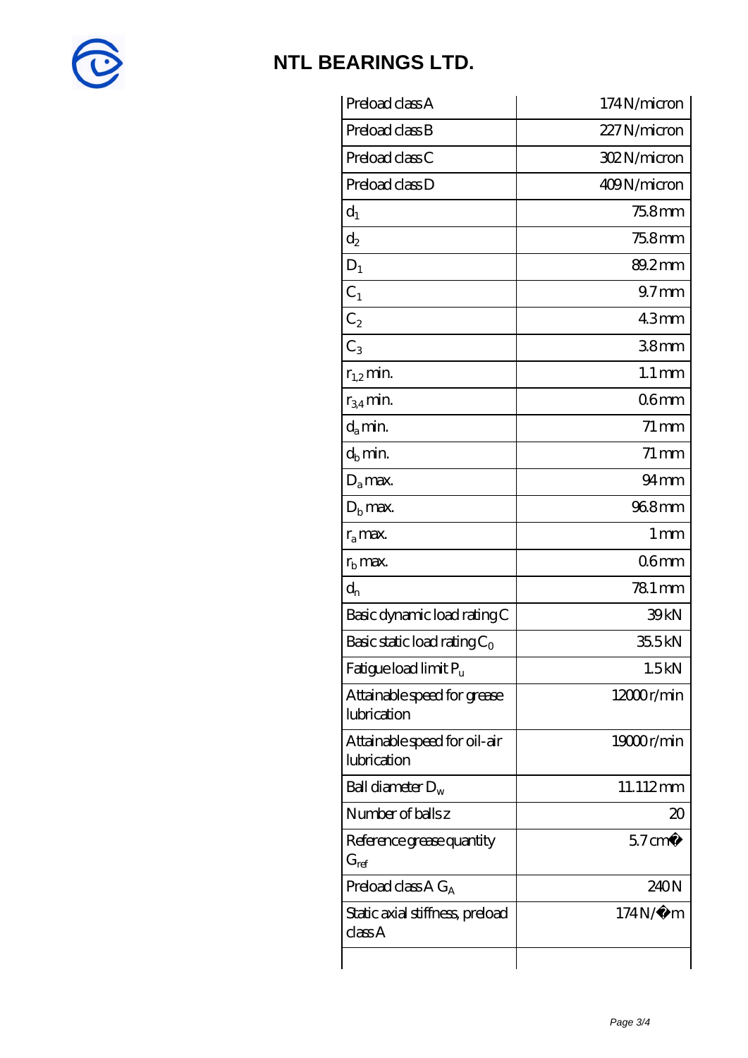# NTL BEARINGS LTD.

| | |
|---|---|
| Preload class A | 174 N/micron |
| Preload class B | 227 N/micron |
| Preload class C | 302 N/micron |
| Preload class D | 409 N/micron |
| $d_1$ | 75.8 mm |
| $d_2$ | 75.8 mm |
| $D_1$ | 89.2 mm |
| $C_1$ | 9.7 mm |
| $C_2$ | 4.3 mm |
| $C_3$ | 3.8 mm |
| $r_{1,2}$ min. | 1.1 mm |
| $r_{3,4}$ min. | 0.6 mm |
| $d_a$ min. | 71 mm |
| $d_b$ min. | 71 mm |
| $D_a$ max. | 94 mm |
| $D_b$ max. | 96.8 mm |
| $r_a$ max. | 1 mm |
| $r_b$ max. | 0.6 mm |
| $d_n$ | 78.1 mm |
| Basic dynamic load rating C | 39 kN |
| Basic static load rating $C_0$ | 35.5 kN |
| Fatigue load limit $P_u$ | 1.5 kN |
| Attainable speed for grease lubrication | 12000 r/min |
| Attainable speed for oil-air lubrication | 19000 r/min |
| Ball diameter $D_w$ | 11.112 mm |
| Number of balls z | 20 |
| Reference grease quantity $G_{ref}$ | 5.7 cm� |
| Preload class A $G_A$ | 240 N |
| Static axial stiffness, preload class A | 174 N/�m |
| | |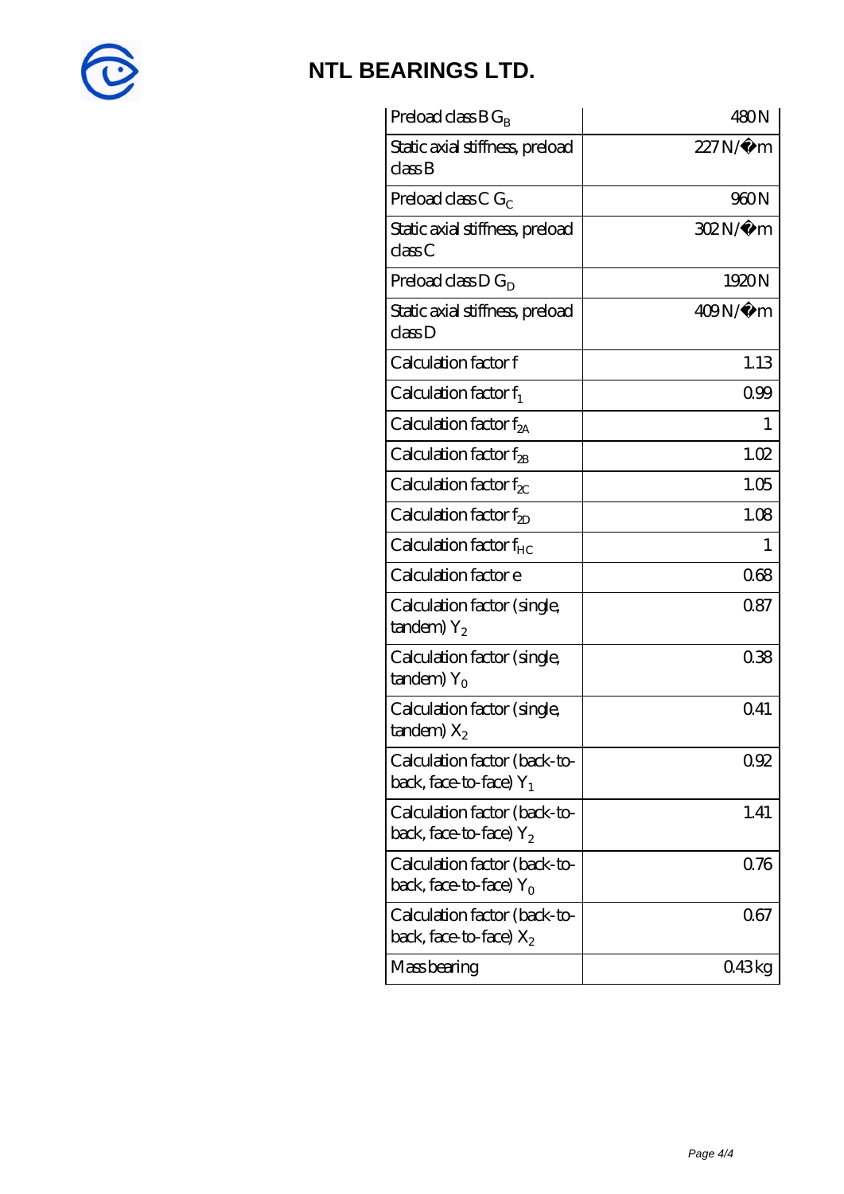| | |
|---|---|
| Preload class B $G_B$ | 480 N |
| Static axial stiffness, preload class B | 227 N/�m |
| Preload class C $G_C$ | 960 N |
| Static axial stiffness, preload class C | 302 N/�m |
| Preload class D $G_D$ | 1920 N |
| Static axial stiffness, preload class D | 409 N/�m |
| Calculation factor f | 1.13 |
| Calculation factor $f_1$ | 0.99 |
| Calculation factor $f_{2A}$ | 1 |
| Calculation factor $f_{2B}$ | 1.02 |
| Calculation factor $f_{2C}$ | 1.05 |
| Calculation factor $f_{2D}$ | 1.08 |
| Calculation factor $f_{HC}$ | 1 |
| Calculation factor e | 0.68 |
| Calculation factor (single, tandem) $Y_2$ | 0.87 |
| Calculation factor (single, tandem) $Y_0$ | 0.38 |
| Calculation factor (single, tandem) $X_2$ | 0.41 |
| Calculation factor (back-to-back, face-to-face) $Y_1$ | 0.92 |
| Calculation factor (back-to-back, face-to-face) $Y_2$ | 1.41 |
| Calculation factor (back-to-back, face-to-face) $Y_0$ | 0.76 |
| Calculation factor (back-to-back, face-to-face) $X_2$ | 0.67 |
| Mass bearing | 0.43 kg |